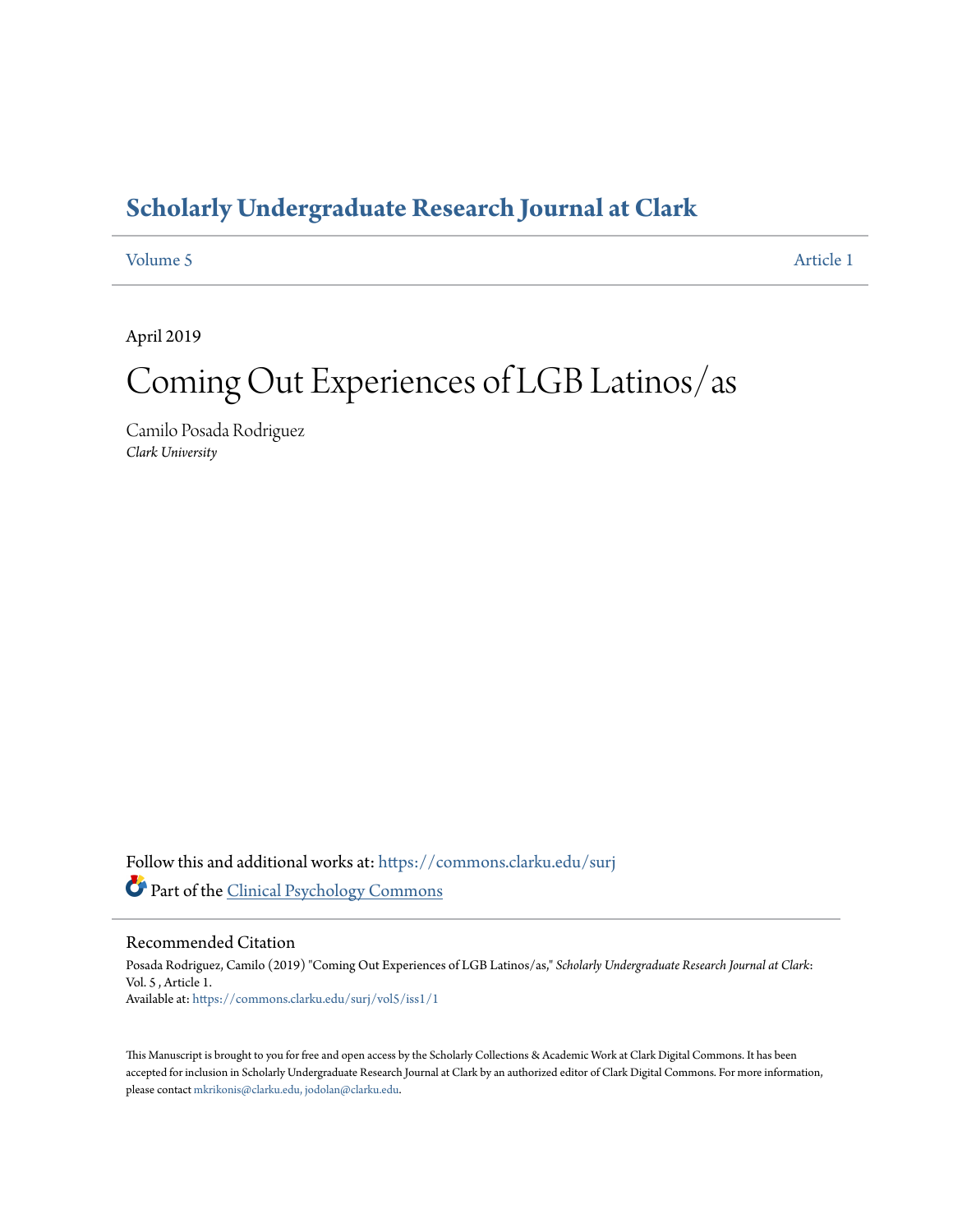# Scholarly Undergraduate Research Journal at Clark

Volume 5 | Article 1

April 2019

# Coming Out Experiences of LGB Latinos/as

Camilo Posada Rodriguez
*Clark University*

Follow this and additional works at: https://commons.clarku.edu/surj

Part of the Clinical Psychology Commons

## Recommended Citation

Posada Rodriguez, Camilo (2019) "Coming Out Experiences of LGB Latinos/as," *Scholarly Undergraduate Research Journal at Clark*: Vol. 5 , Article 1.
Available at: https://commons.clarku.edu/surj/vol5/iss1/1

This Manuscript is brought to you for free and open access by the Scholarly Collections & Academic Work at Clark Digital Commons. It has been accepted for inclusion in Scholarly Undergraduate Research Journal at Clark by an authorized editor of Clark Digital Commons. For more information, please contact mkrikonis@clarku.edu, jodolan@clarku.edu.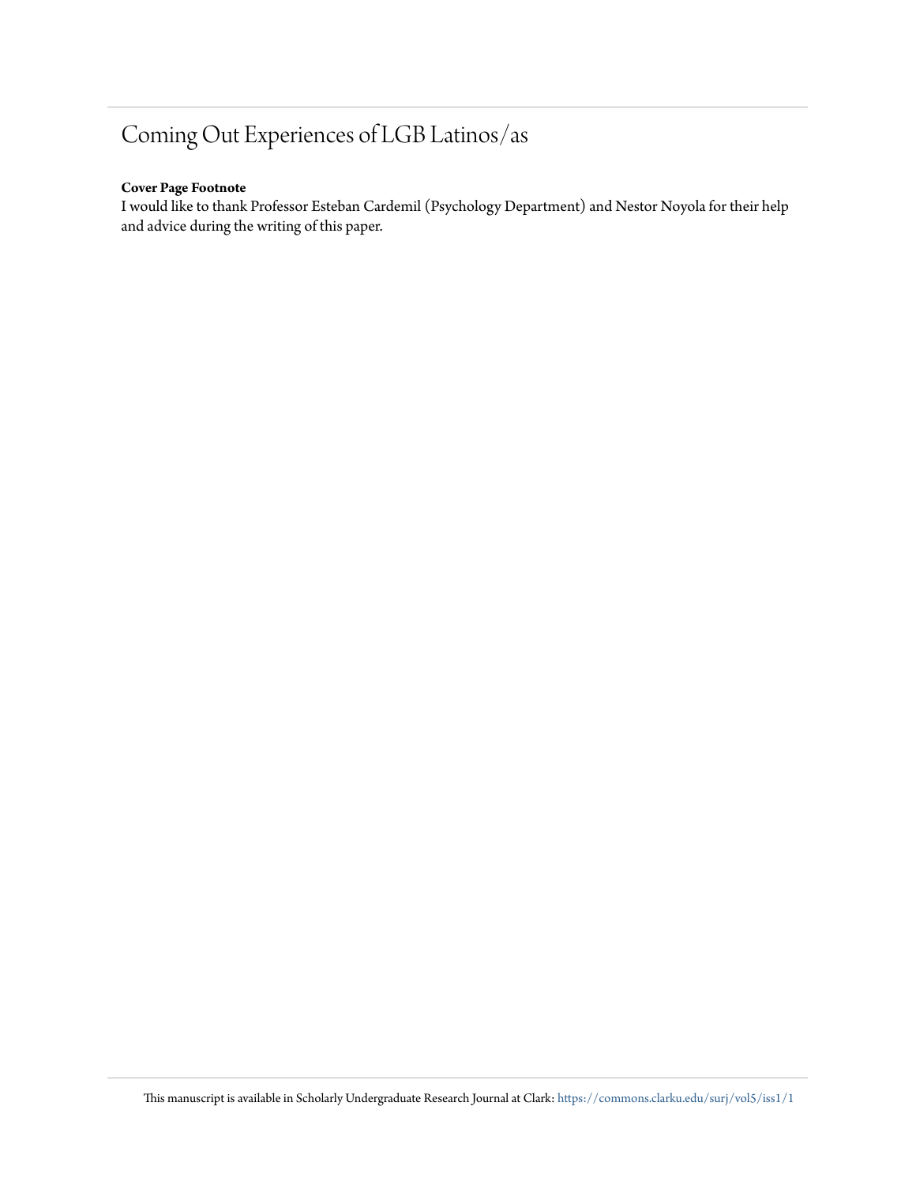# Coming Out Experiences of LGB Latinos/as

**Cover Page Footnote**

I would like to thank Professor Esteban Cardemil (Psychology Department) and Nestor Noyola for their help and advice during the writing of this paper.

This manuscript is available in Scholarly Undergraduate Research Journal at Clark: https://commons.clarku.edu/surj/vol5/iss1/1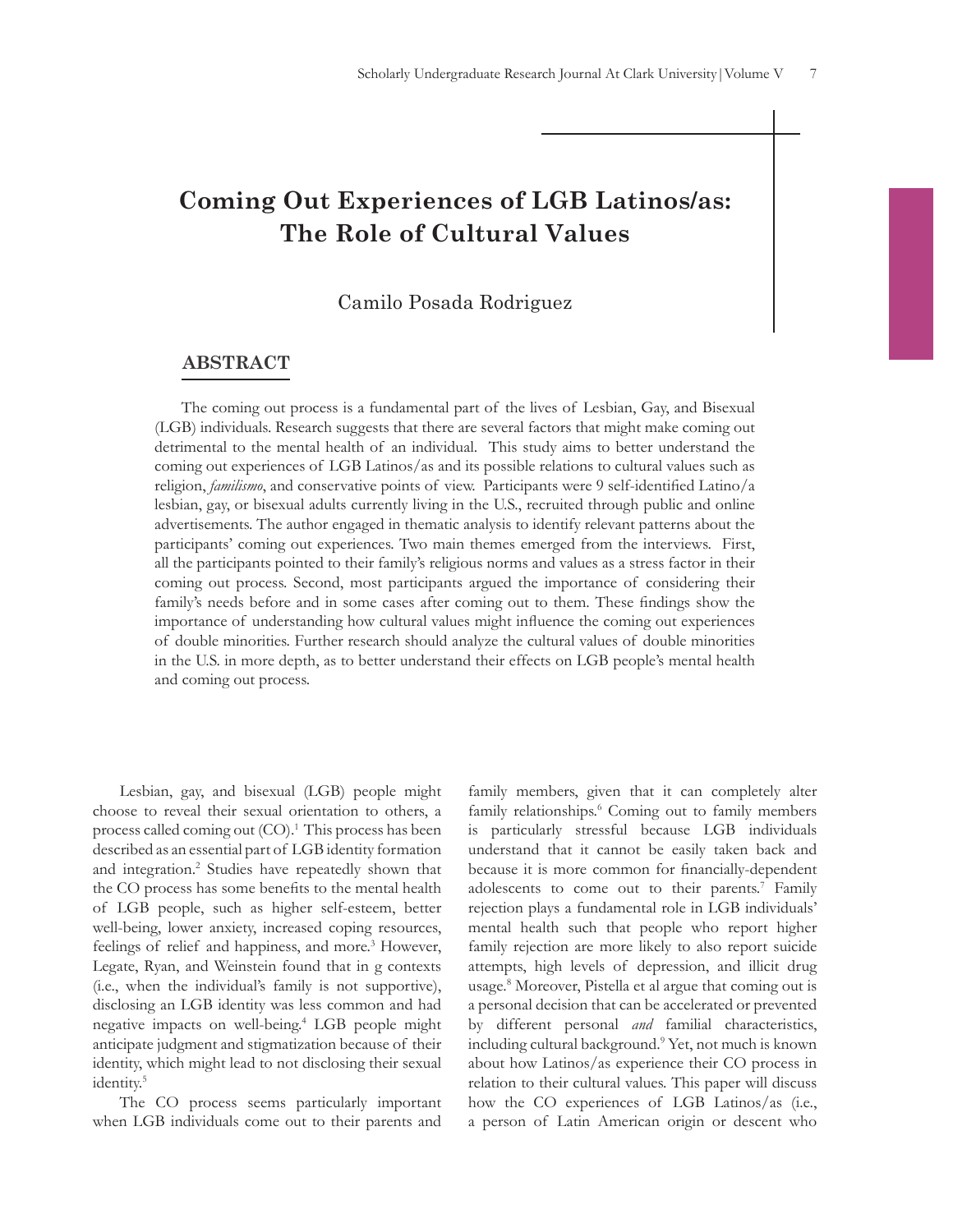# Coming Out Experiences of LGB Latinos/as: The Role of Cultural Values

Camilo Posada Rodriguez

## ABSTRACT

The coming out process is a fundamental part of the lives of Lesbian, Gay, and Bisexual (LGB) individuals. Research suggests that there are several factors that might make coming out detrimental to the mental health of an individual. This study aims to better understand the coming out experiences of LGB Latinos/as and its possible relations to cultural values such as religion, *familismo*, and conservative points of view. Participants were 9 self-identified Latino/a lesbian, gay, or bisexual adults currently living in the U.S., recruited through public and online advertisements. The author engaged in thematic analysis to identify relevant patterns about the participants' coming out experiences. Two main themes emerged from the interviews. First, all the participants pointed to their family's religious norms and values as a stress factor in their coming out process. Second, most participants argued the importance of considering their family's needs before and in some cases after coming out to them. These findings show the importance of understanding how cultural values might influence the coming out experiences of double minorities. Further research should analyze the cultural values of double minorities in the U.S. in more depth, as to better understand their effects on LGB people's mental health and coming out process.

Lesbian, gay, and bisexual (LGB) people might choose to reveal their sexual orientation to others, a process called coming out (CO).[1] This process has been described as an essential part of LGB identity formation and integration.[2] Studies have repeatedly shown that the CO process has some benefits to the mental health of LGB people, such as higher self-esteem, better well-being, lower anxiety, increased coping resources, feelings of relief and happiness, and more.[3] However, Legate, Ryan, and Weinstein found that in g contexts (i.e., when the individual's family is not supportive), disclosing an LGB identity was less common and had negative impacts on well-being.[4] LGB people might anticipate judgment and stigmatization because of their identity, which might lead to not disclosing their sexual identity.[5]

The CO process seems particularly important when LGB individuals come out to their parents and family members, given that it can completely alter family relationships.[6] Coming out to family members is particularly stressful because LGB individuals understand that it cannot be easily taken back and because it is more common for financially-dependent adolescents to come out to their parents.[7] Family rejection plays a fundamental role in LGB individuals' mental health such that people who report higher family rejection are more likely to also report suicide attempts, high levels of depression, and illicit drug usage.[8] Moreover, Pistella et al argue that coming out is a personal decision that can be accelerated or prevented by different personal *and* familial characteristics, including cultural background.[9] Yet, not much is known about how Latinos/as experience their CO process in relation to their cultural values. This paper will discuss how the CO experiences of LGB Latinos/as (i.e., a person of Latin American origin or descent who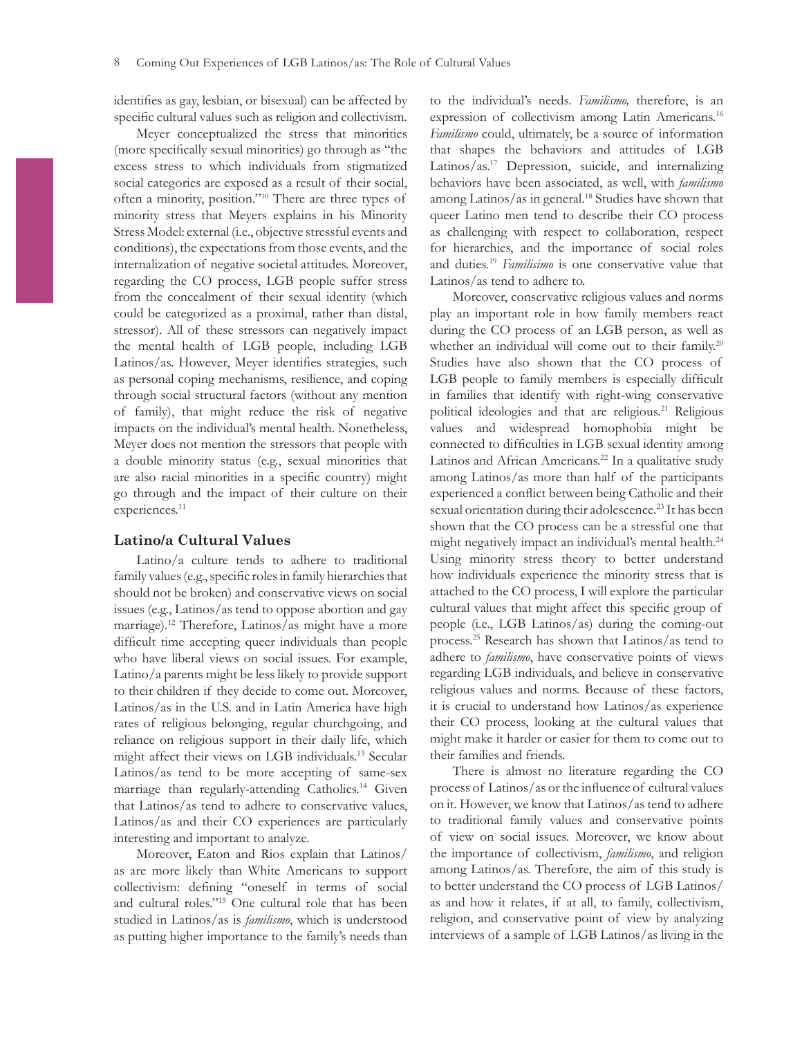identifies as gay, lesbian, or bisexual) can be affected by specific cultural values such as religion and collectivism.

Meyer conceptualized the stress that minorities (more specifically sexual minorities) go through as "the excess stress to which individuals from stigmatized social categories are exposed as a result of their social, often a minority, position."[10] There are three types of minority stress that Meyers explains in his Minority Stress Model: external (i.e., objective stressful events and conditions), the expectations from those events, and the internalization of negative societal attitudes. Moreover, regarding the CO process, LGB people suffer stress from the concealment of their sexual identity (which could be categorized as a proximal, rather than distal, stressor). All of these stressors can negatively impact the mental health of LGB people, including LGB Latinos/as. However, Meyer identifies strategies, such as personal coping mechanisms, resilience, and coping through social structural factors (without any mention of family), that might reduce the risk of negative impacts on the individual's mental health. Nonetheless, Meyer does not mention the stressors that people with a double minority status (e.g., sexual minorities that are also racial minorities in a specific country) might go through and the impact of their culture on their experiences.[11]

### Latino/a Cultural Values

Latino/a culture tends to adhere to traditional family values (e.g., specific roles in family hierarchies that should not be broken) and conservative views on social issues (e.g., Latinos/as tend to oppose abortion and gay marriage).[12] Therefore, Latinos/as might have a more difficult time accepting queer individuals than people who have liberal views on social issues. For example, Latino/a parents might be less likely to provide support to their children if they decide to come out. Moreover, Latinos/as in the U.S. and in Latin America have high rates of religious belonging, regular churchgoing, and reliance on religious support in their daily life, which might affect their views on LGB individuals.[13] Secular Latinos/as tend to be more accepting of same-sex marriage than regularly-attending Catholics.[14] Given that Latinos/as tend to adhere to conservative values, Latinos/as and their CO experiences are particularly interesting and important to analyze.

Moreover, Eaton and Rios explain that Latinos/as are more likely than White Americans to support collectivism: defining "oneself in terms of social and cultural roles."[15] One cultural role that has been studied in Latinos/as is *familismo*, which is understood as putting higher importance to the family's needs than to the individual's needs. *Familismo,* therefore, is an expression of collectivism among Latin Americans.[16] *Familismo* could, ultimately, be a source of information that shapes the behaviors and attitudes of LGB Latinos/as.[17] Depression, suicide, and internalizing behaviors have been associated, as well, with *familismo* among Latinos/as in general.[18] Studies have shown that queer Latino men tend to describe their CO process as challenging with respect to collaboration, respect for hierarchies, and the importance of social roles and duties.[19] *Familisimo* is one conservative value that Latinos/as tend to adhere to.

Moreover, conservative religious values and norms play an important role in how family members react during the CO process of an LGB person, as well as whether an individual will come out to their family.[20] Studies have also shown that the CO process of LGB people to family members is especially difficult in families that identify with right-wing conservative political ideologies and that are religious.[21] Religious values and widespread homophobia might be connected to difficulties in LGB sexual identity among Latinos and African Americans.[22] In a qualitative study among Latinos/as more than half of the participants experienced a conflict between being Catholic and their sexual orientation during their adolescence.[23] It has been shown that the CO process can be a stressful one that might negatively impact an individual's mental health.[24] Using minority stress theory to better understand how individuals experience the minority stress that is attached to the CO process, I will explore the particular cultural values that might affect this specific group of people (i.e., LGB Latinos/as) during the coming-out process.[25] Research has shown that Latinos/as tend to adhere to *familismo*, have conservative points of views regarding LGB individuals, and believe in conservative religious values and norms. Because of these factors, it is crucial to understand how Latinos/as experience their CO process, looking at the cultural values that might make it harder or easier for them to come out to their families and friends.

There is almost no literature regarding the CO process of Latinos/as or the influence of cultural values on it. However, we know that Latinos/as tend to adhere to traditional family values and conservative points of view on social issues. Moreover, we know about the importance of collectivism, *familismo*, and religion among Latinos/as. Therefore, the aim of this study is to better understand the CO process of LGB Latinos/as and how it relates, if at all, to family, collectivism, religion, and conservative point of view by analyzing interviews of a sample of LGB Latinos/as living in the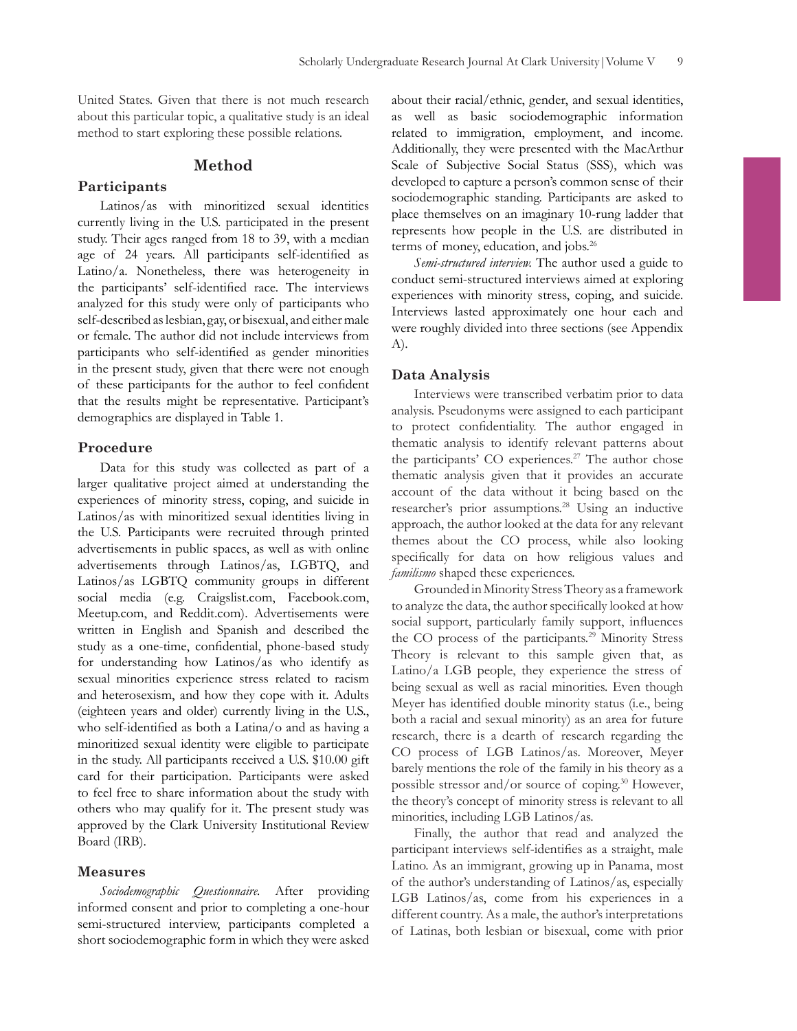United States. Given that there is not much research about this particular topic, a qualitative study is an ideal method to start exploring these possible relations.

## Method

### Participants

Latinos/as with minoritized sexual identities currently living in the U.S. participated in the present study. Their ages ranged from 18 to 39, with a median age of 24 years. All participants self-identified as Latino/a. Nonetheless, there was heterogeneity in the participants' self-identified race. The interviews analyzed for this study were only of participants who self-described as lesbian, gay, or bisexual, and either male or female. The author did not include interviews from participants who self-identified as gender minorities in the present study, given that there were not enough of these participants for the author to feel confident that the results might be representative. Participant's demographics are displayed in Table 1.

### Procedure

Data for this study was collected as part of a larger qualitative project aimed at understanding the experiences of minority stress, coping, and suicide in Latinos/as with minoritized sexual identities living in the U.S. Participants were recruited through printed advertisements in public spaces, as well as with online advertisements through Latinos/as, LGBTQ, and Latinos/as LGBTQ community groups in different social media (e.g. Craigslist.com, Facebook.com, Meetup.com, and Reddit.com). Advertisements were written in English and Spanish and described the study as a one-time, confidential, phone-based study for understanding how Latinos/as who identify as sexual minorities experience stress related to racism and heterosexism, and how they cope with it. Adults (eighteen years and older) currently living in the U.S., who self-identified as both a Latina/o and as having a minoritized sexual identity were eligible to participate in the study. All participants received a U.S. $10.00 gift card for their participation. Participants were asked to feel free to share information about the study with others who may qualify for it. The present study was approved by the Clark University Institutional Review Board (IRB).

### Measures

*Sociodemographic Questionnaire.* After providing informed consent and prior to completing a one-hour semi-structured interview, participants completed a short sociodemographic form in which they were asked about their racial/ethnic, gender, and sexual identities, as well as basic sociodemographic information related to immigration, employment, and income. Additionally, they were presented with the MacArthur Scale of Subjective Social Status (SSS), which was developed to capture a person's common sense of their sociodemographic standing. Participants are asked to place themselves on an imaginary 10-rung ladder that represents how people in the U.S. are distributed in terms of money, education, and jobs.[26]

*Semi-structured interview.* The author used a guide to conduct semi-structured interviews aimed at exploring experiences with minority stress, coping, and suicide. Interviews lasted approximately one hour each and were roughly divided into three sections (see Appendix A).

### Data Analysis

Interviews were transcribed verbatim prior to data analysis. Pseudonyms were assigned to each participant to protect confidentiality. The author engaged in thematic analysis to identify relevant patterns about the participants' CO experiences.[27] The author chose thematic analysis given that it provides an accurate account of the data without it being based on the researcher's prior assumptions.[28] Using an inductive approach, the author looked at the data for any relevant themes about the CO process, while also looking specifically for data on how religious values and *familismo* shaped these experiences.

Grounded in Minority Stress Theory as a framework to analyze the data, the author specifically looked at how social support, particularly family support, influences the CO process of the participants.[29] Minority Stress Theory is relevant to this sample given that, as Latino/a LGB people, they experience the stress of being sexual as well as racial minorities. Even though Meyer has identified double minority status (i.e., being both a racial and sexual minority) as an area for future research, there is a dearth of research regarding the CO process of LGB Latinos/as. Moreover, Meyer barely mentions the role of the family in his theory as a possible stressor and/or source of coping.[30] However, the theory's concept of minority stress is relevant to all minorities, including LGB Latinos/as.

Finally, the author that read and analyzed the participant interviews self-identifies as a straight, male Latino. As an immigrant, growing up in Panama, most of the author's understanding of Latinos/as, especially LGB Latinos/as, come from his experiences in a different country. As a male, the author's interpretations of Latinas, both lesbian or bisexual, come with prior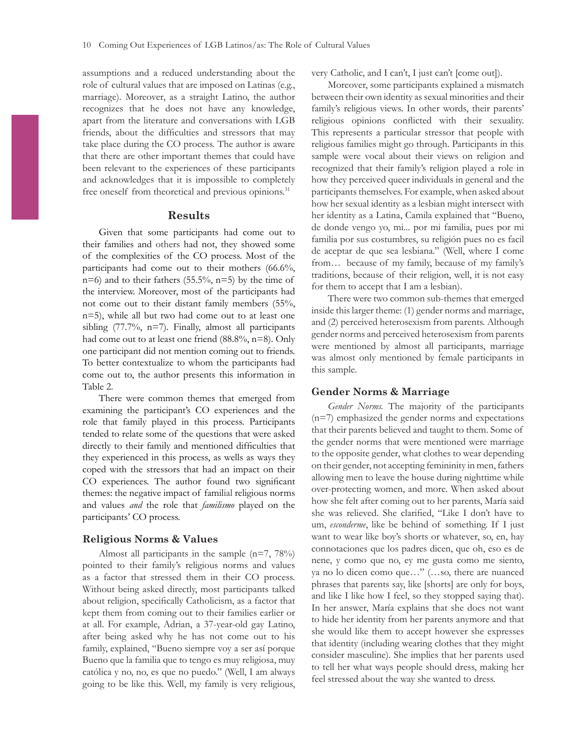assumptions and a reduced understanding about the role of cultural values that are imposed on Latinas (e.g., marriage). Moreover, as a straight Latino, the author recognizes that he does not have any knowledge, apart from the literature and conversations with LGB friends, about the difficulties and stressors that may take place during the CO process. The author is aware that there are other important themes that could have been relevant to the experiences of these participants and acknowledges that it is impossible to completely free oneself from theoretical and previous opinions.[31]

## Results

Given that some participants had come out to their families and others had not, they showed some of the complexities of the CO process. Most of the participants had come out to their mothers (66.6%, n=6) and to their fathers (55.5%, n=5) by the time of the interview. Moreover, most of the participants had not come out to their distant family members (55%, n=5), while all but two had come out to at least one sibling (77.7%, n=7). Finally, almost all participants had come out to at least one friend (88.8%, n=8). Only one participant did not mention coming out to friends. To better contextualize to whom the participants had come out to, the author presents this information in Table 2.

There were common themes that emerged from examining the participant's CO experiences and the role that family played in this process. Participants tended to relate some of the questions that were asked directly to their family and mentioned difficulties that they experienced in this process, as wells as ways they coped with the stressors that had an impact on their CO experiences. The author found two significant themes: the negative impact of familial religious norms and values *and* the role that *familismo* played on the participants' CO process.

### Religious Norms & Values

Almost all participants in the sample (n=7, 78%) pointed to their family's religious norms and values as a factor that stressed them in their CO process. Without being asked directly, most participants talked about religion, specifically Catholicism, as a factor that kept them from coming out to their families earlier or at all. For example, Adrian, a 37-year-old gay Latino, after being asked why he has not come out to his family, explained, "Bueno siempre voy a ser así porque Bueno que la familia que to tengo es muy religiosa, muy católica y no, no, es que no puedo." (Well, I am always going to be like this. Well, my family is very religious, very Catholic, and I can't, I just can't [come out]).

Moreover, some participants explained a mismatch between their own identity as sexual minorities and their family's religious views. In other words, their parents' religious opinions conflicted with their sexuality. This represents a particular stressor that people with religious families might go through. Participants in this sample were vocal about their views on religion and recognized that their family's religion played a role in how they perceived queer individuals in general and the participants themselves. For example, when asked about how her sexual identity as a lesbian might intersect with her identity as a Latina, Camila explained that "Bueno, de donde vengo yo, mi... por mi familia, pues por mi familia por sus costumbres, su religión pues no es facil de aceptar de que sea lesbiana." (Well, where I come from… because of my family, because of my family's traditions, because of their religion, well, it is not easy for them to accept that I am a lesbian).

There were two common sub-themes that emerged inside this larger theme: (1) gender norms and marriage, and (2) perceived heterosexism from parents. Although gender norms and perceived heterosexism from parents were mentioned by almost all participants, marriage was almost only mentioned by female participants in this sample.

### Gender Norms & Marriage

*Gender Norms.* The majority of the participants (n=7) emphasized the gender norms and expectations that their parents believed and taught to them. Some of the gender norms that were mentioned were marriage to the opposite gender, what clothes to wear depending on their gender, not accepting femininity in men, fathers allowing men to leave the house during nighttime while over-protecting women, and more. When asked about how she felt after coming out to her parents, María said she was relieved. She clarified, "Like I don't have to um, *esconderme*, like be behind of something. If I just want to wear like boy's shorts or whatever, so, en, hay connotaciones que los padres dicen, que oh, eso es de nene, y como que no, ey me gusta como me siento, ya no lo dicen como que…" (…so, there are nuanced phrases that parents say, like [shorts] are only for boys, and like I like how I feel, so they stopped saying that). In her answer, María explains that she does not want to hide her identity from her parents anymore and that she would like them to accept however she expresses that identity (including wearing clothes that they might consider masculine). She implies that her parents used to tell her what ways people should dress, making her feel stressed about the way she wanted to dress.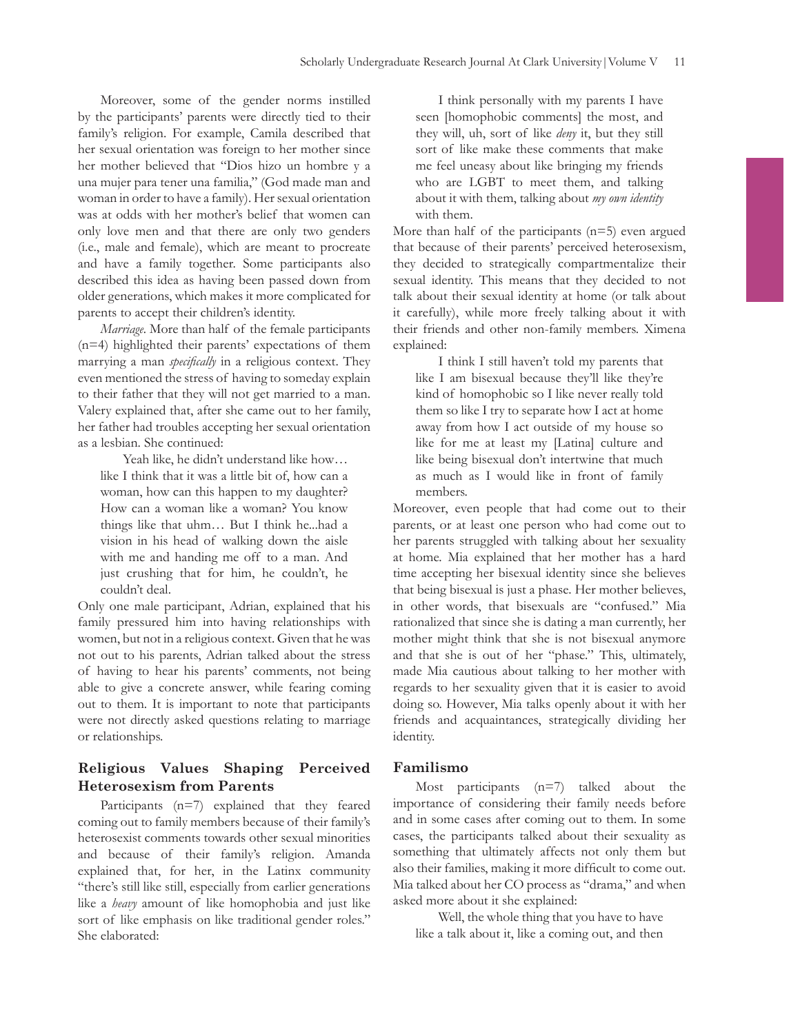Moreover, some of the gender norms instilled by the participants' parents were directly tied to their family's religion. For example, Camila described that her sexual orientation was foreign to her mother since her mother believed that "Dios hizo un hombre y a una mujer para tener una familia," (God made man and woman in order to have a family). Her sexual orientation was at odds with her mother's belief that women can only love men and that there are only two genders (i.e., male and female), which are meant to procreate and have a family together. Some participants also described this idea as having been passed down from older generations, which makes it more complicated for parents to accept their children's identity.

*Marriage*. More than half of the female participants (n=4) highlighted their parents' expectations of them marrying a man *specifically* in a religious context. They even mentioned the stress of having to someday explain to their father that they will not get married to a man. Valery explained that, after she came out to her family, her father had troubles accepting her sexual orientation as a lesbian. She continued:

> Yeah like, he didn't understand like how… like I think that it was a little bit of, how can a woman, how can this happen to my daughter? How can a woman like a woman? You know things like that uhm… But I think he...had a vision in his head of walking down the aisle with me and handing me off to a man. And just crushing that for him, he couldn't, he couldn't deal.

Only one male participant, Adrian, explained that his family pressured him into having relationships with women, but not in a religious context. Given that he was not out to his parents, Adrian talked about the stress of having to hear his parents' comments, not being able to give a concrete answer, while fearing coming out to them. It is important to note that participants were not directly asked questions relating to marriage or relationships.

## Religious Values Shaping Perceived Heterosexism from Parents

Participants (n=7) explained that they feared coming out to family members because of their family's heterosexist comments towards other sexual minorities and because of their family's religion. Amanda explained that, for her, in the Latinx community "there's still like still, especially from earlier generations like a *heavy* amount of like homophobia and just like sort of like emphasis on like traditional gender roles." She elaborated:

> I think personally with my parents I have seen [homophobic comments] the most, and they will, uh, sort of like *deny* it, but they still sort of like make these comments that make me feel uneasy about like bringing my friends who are LGBT to meet them, and talking about it with them, talking about *my own identity* with them.

More than half of the participants (n=5) even argued that because of their parents' perceived heterosexism, they decided to strategically compartmentalize their sexual identity. This means that they decided to not talk about their sexual identity at home (or talk about it carefully), while more freely talking about it with their friends and other non-family members. Ximena explained:

> I think I still haven't told my parents that like I am bisexual because they'll like they're kind of homophobic so I like never really told them so like I try to separate how I act at home away from how I act outside of my house so like for me at least my [Latina] culture and like being bisexual don't intertwine that much as much as I would like in front of family members.

Moreover, even people that had come out to their parents, or at least one person who had come out to her parents struggled with talking about her sexuality at home. Mia explained that her mother has a hard time accepting her bisexual identity since she believes that being bisexual is just a phase. Her mother believes, in other words, that bisexuals are "confused." Mia rationalized that since she is dating a man currently, her mother might think that she is not bisexual anymore and that she is out of her "phase." This, ultimately, made Mia cautious about talking to her mother with regards to her sexuality given that it is easier to avoid doing so. However, Mia talks openly about it with her friends and acquaintances, strategically dividing her identity.

## Familismo

Most participants (n=7) talked about the importance of considering their family needs before and in some cases after coming out to them. In some cases, the participants talked about their sexuality as something that ultimately affects not only them but also their families, making it more difficult to come out. Mia talked about her CO process as "drama," and when asked more about it she explained:

> Well, the whole thing that you have to have like a talk about it, like a coming out, and then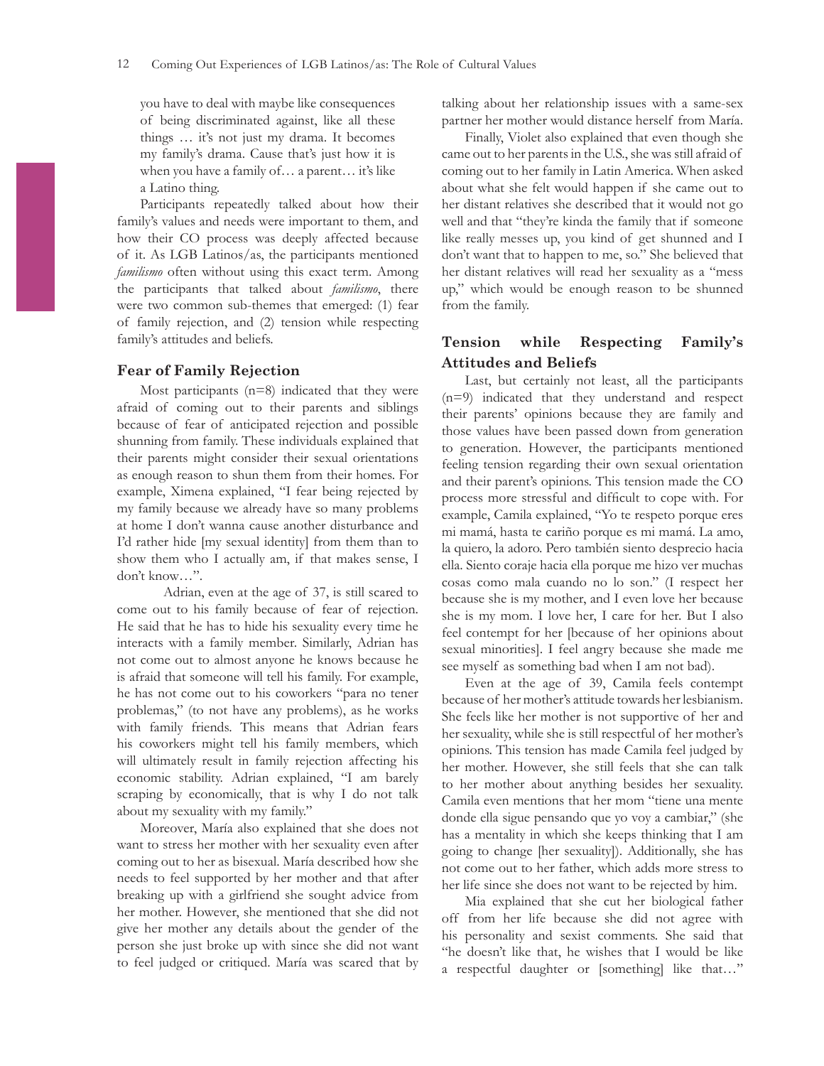you have to deal with maybe like consequences of being discriminated against, like all these things … it's not just my drama. It becomes my family's drama. Cause that's just how it is when you have a family of… a parent… it's like a Latino thing.

Participants repeatedly talked about how their family's values and needs were important to them, and how their CO process was deeply affected because of it. As LGB Latinos/as, the participants mentioned *familismo* often without using this exact term. Among the participants that talked about *familismo*, there were two common sub-themes that emerged: (1) fear of family rejection, and (2) tension while respecting family's attitudes and beliefs.

### Fear of Family Rejection

Most participants (n=8) indicated that they were afraid of coming out to their parents and siblings because of fear of anticipated rejection and possible shunning from family. These individuals explained that their parents might consider their sexual orientations as enough reason to shun them from their homes. For example, Ximena explained, "I fear being rejected by my family because we already have so many problems at home I don't wanna cause another disturbance and I'd rather hide [my sexual identity] from them than to show them who I actually am, if that makes sense, I don't know…".

Adrian, even at the age of 37, is still scared to come out to his family because of fear of rejection. He said that he has to hide his sexuality every time he interacts with a family member. Similarly, Adrian has not come out to almost anyone he knows because he is afraid that someone will tell his family. For example, he has not come out to his coworkers "para no tener problemas," (to not have any problems), as he works with family friends. This means that Adrian fears his coworkers might tell his family members, which will ultimately result in family rejection affecting his economic stability. Adrian explained, "I am barely scraping by economically, that is why I do not talk about my sexuality with my family."

Moreover, María also explained that she does not want to stress her mother with her sexuality even after coming out to her as bisexual. María described how she needs to feel supported by her mother and that after breaking up with a girlfriend she sought advice from her mother. However, she mentioned that she did not give her mother any details about the gender of the person she just broke up with since she did not want to feel judged or critiqued. María was scared that by talking about her relationship issues with a same-sex partner her mother would distance herself from María.

Finally, Violet also explained that even though she came out to her parents in the U.S., she was still afraid of coming out to her family in Latin America. When asked about what she felt would happen if she came out to her distant relatives she described that it would not go well and that "they're kinda the family that if someone like really messes up, you kind of get shunned and I don't want that to happen to me, so." She believed that her distant relatives will read her sexuality as a "mess up," which would be enough reason to be shunned from the family.

### Tension while Respecting Family's Attitudes and Beliefs

Last, but certainly not least, all the participants (n=9) indicated that they understand and respect their parents' opinions because they are family and those values have been passed down from generation to generation. However, the participants mentioned feeling tension regarding their own sexual orientation and their parent's opinions. This tension made the CO process more stressful and difficult to cope with. For example, Camila explained, "Yo te respeto porque eres mi mamá, hasta te cariño porque es mi mamá. La amo, la quiero, la adoro. Pero también siento desprecio hacia ella. Siento coraje hacia ella porque me hizo ver muchas cosas como mala cuando no lo son." (I respect her because she is my mother, and I even love her because she is my mom. I love her, I care for her. But I also feel contempt for her [because of her opinions about sexual minorities]. I feel angry because she made me see myself as something bad when I am not bad).

Even at the age of 39, Camila feels contempt because of her mother's attitude towards her lesbianism. She feels like her mother is not supportive of her and her sexuality, while she is still respectful of her mother's opinions. This tension has made Camila feel judged by her mother. However, she still feels that she can talk to her mother about anything besides her sexuality. Camila even mentions that her mom "tiene una mente donde ella sigue pensando que yo voy a cambiar," (she has a mentality in which she keeps thinking that I am going to change [her sexuality]). Additionally, she has not come out to her father, which adds more stress to her life since she does not want to be rejected by him.

Mia explained that she cut her biological father off from her life because she did not agree with his personality and sexist comments. She said that "he doesn't like that, he wishes that I would be like a respectful daughter or [something] like that…"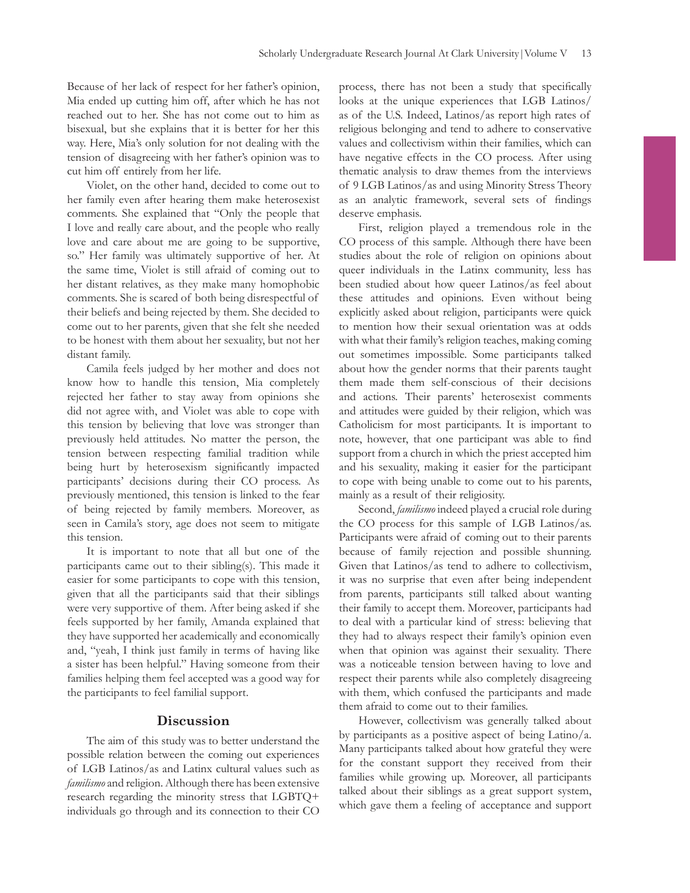Because of her lack of respect for her father's opinion, Mia ended up cutting him off, after which he has not reached out to her. She has not come out to him as bisexual, but she explains that it is better for her this way. Here, Mia's only solution for not dealing with the tension of disagreeing with her father's opinion was to cut him off entirely from her life.

Violet, on the other hand, decided to come out to her family even after hearing them make heterosexist comments. She explained that "Only the people that I love and really care about, and the people who really love and care about me are going to be supportive, so." Her family was ultimately supportive of her. At the same time, Violet is still afraid of coming out to her distant relatives, as they make many homophobic comments. She is scared of both being disrespectful of their beliefs and being rejected by them. She decided to come out to her parents, given that she felt she needed to be honest with them about her sexuality, but not her distant family.

Camila feels judged by her mother and does not know how to handle this tension, Mia completely rejected her father to stay away from opinions she did not agree with, and Violet was able to cope with this tension by believing that love was stronger than previously held attitudes. No matter the person, the tension between respecting familial tradition while being hurt by heterosexism significantly impacted participants' decisions during their CO process. As previously mentioned, this tension is linked to the fear of being rejected by family members. Moreover, as seen in Camila's story, age does not seem to mitigate this tension.

It is important to note that all but one of the participants came out to their sibling(s). This made it easier for some participants to cope with this tension, given that all the participants said that their siblings were very supportive of them. After being asked if she feels supported by her family, Amanda explained that they have supported her academically and economically and, "yeah, I think just family in terms of having like a sister has been helpful." Having someone from their families helping them feel accepted was a good way for the participants to feel familial support.

## Discussion

The aim of this study was to better understand the possible relation between the coming out experiences of LGB Latinos/as and Latinx cultural values such as *familismo* and religion. Although there has been extensive research regarding the minority stress that LGBTQ+ individuals go through and its connection to their CO process, there has not been a study that specifically looks at the unique experiences that LGB Latinos/as of the U.S. Indeed, Latinos/as report high rates of religious belonging and tend to adhere to conservative values and collectivism within their families, which can have negative effects in the CO process. After using thematic analysis to draw themes from the interviews of 9 LGB Latinos/as and using Minority Stress Theory as an analytic framework, several sets of findings deserve emphasis.

First, religion played a tremendous role in the CO process of this sample. Although there have been studies about the role of religion on opinions about queer individuals in the Latinx community, less has been studied about how queer Latinos/as feel about these attitudes and opinions. Even without being explicitly asked about religion, participants were quick to mention how their sexual orientation was at odds with what their family's religion teaches, making coming out sometimes impossible. Some participants talked about how the gender norms that their parents taught them made them self-conscious of their decisions and actions. Their parents' heterosexist comments and attitudes were guided by their religion, which was Catholicism for most participants. It is important to note, however, that one participant was able to find support from a church in which the priest accepted him and his sexuality, making it easier for the participant to cope with being unable to come out to his parents, mainly as a result of their religiosity.

Second, *familismo* indeed played a crucial role during the CO process for this sample of LGB Latinos/as. Participants were afraid of coming out to their parents because of family rejection and possible shunning. Given that Latinos/as tend to adhere to collectivism, it was no surprise that even after being independent from parents, participants still talked about wanting their family to accept them. Moreover, participants had to deal with a particular kind of stress: believing that they had to always respect their family's opinion even when that opinion was against their sexuality. There was a noticeable tension between having to love and respect their parents while also completely disagreeing with them, which confused the participants and made them afraid to come out to their families.

However, collectivism was generally talked about by participants as a positive aspect of being Latino/a. Many participants talked about how grateful they were for the constant support they received from their families while growing up. Moreover, all participants talked about their siblings as a great support system, which gave them a feeling of acceptance and support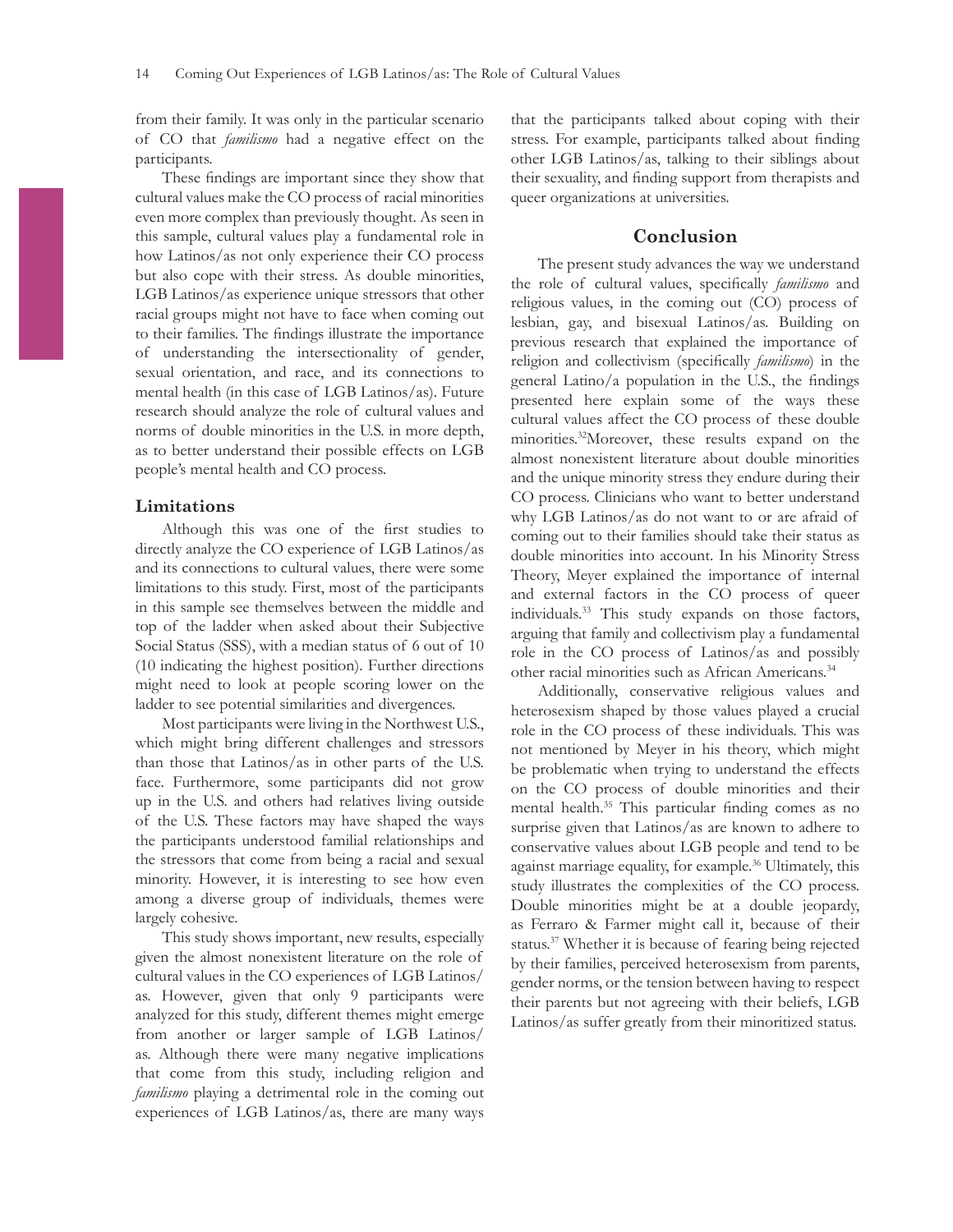from their family. It was only in the particular scenario of CO that *familismo* had a negative effect on the participants.

These findings are important since they show that cultural values make the CO process of racial minorities even more complex than previously thought. As seen in this sample, cultural values play a fundamental role in how Latinos/as not only experience their CO process but also cope with their stress. As double minorities, LGB Latinos/as experience unique stressors that other racial groups might not have to face when coming out to their families. The findings illustrate the importance of understanding the intersectionality of gender, sexual orientation, and race, and its connections to mental health (in this case of LGB Latinos/as). Future research should analyze the role of cultural values and norms of double minorities in the U.S. in more depth, as to better understand their possible effects on LGB people's mental health and CO process.

### Limitations

Although this was one of the first studies to directly analyze the CO experience of LGB Latinos/as and its connections to cultural values, there were some limitations to this study. First, most of the participants in this sample see themselves between the middle and top of the ladder when asked about their Subjective Social Status (SSS), with a median status of 6 out of 10 (10 indicating the highest position). Further directions might need to look at people scoring lower on the ladder to see potential similarities and divergences.

Most participants were living in the Northwest U.S., which might bring different challenges and stressors than those that Latinos/as in other parts of the U.S. face. Furthermore, some participants did not grow up in the U.S. and others had relatives living outside of the U.S. These factors may have shaped the ways the participants understood familial relationships and the stressors that come from being a racial and sexual minority. However, it is interesting to see how even among a diverse group of individuals, themes were largely cohesive.

This study shows important, new results, especially given the almost nonexistent literature on the role of cultural values in the CO experiences of LGB Latinos/as. However, given that only 9 participants were analyzed for this study, different themes might emerge from another or larger sample of LGB Latinos/as. Although there were many negative implications that come from this study, including religion and *familismo* playing a detrimental role in the coming out experiences of LGB Latinos/as, there are many ways that the participants talked about coping with their stress. For example, participants talked about finding other LGB Latinos/as, talking to their siblings about their sexuality, and finding support from therapists and queer organizations at universities.

## Conclusion

The present study advances the way we understand the role of cultural values, specifically *familismo* and religious values, in the coming out (CO) process of lesbian, gay, and bisexual Latinos/as. Building on previous research that explained the importance of religion and collectivism (specifically *familismo*) in the general Latino/a population in the U.S., the findings presented here explain some of the ways these cultural values affect the CO process of these double minorities.[32] Moreover, these results expand on the almost nonexistent literature about double minorities and the unique minority stress they endure during their CO process. Clinicians who want to better understand why LGB Latinos/as do not want to or are afraid of coming out to their families should take their status as double minorities into account. In his Minority Stress Theory, Meyer explained the importance of internal and external factors in the CO process of queer individuals.[33] This study expands on those factors, arguing that family and collectivism play a fundamental role in the CO process of Latinos/as and possibly other racial minorities such as African Americans.[34]

Additionally, conservative religious values and heterosexism shaped by those values played a crucial role in the CO process of these individuals. This was not mentioned by Meyer in his theory, which might be problematic when trying to understand the effects on the CO process of double minorities and their mental health.[35] This particular finding comes as no surprise given that Latinos/as are known to adhere to conservative values about LGB people and tend to be against marriage equality, for example.[36] Ultimately, this study illustrates the complexities of the CO process. Double minorities might be at a double jeopardy, as Ferraro & Farmer might call it, because of their status.[37] Whether it is because of fearing being rejected by their families, perceived heterosexism from parents, gender norms, or the tension between having to respect their parents but not agreeing with their beliefs, LGB Latinos/as suffer greatly from their minoritized status.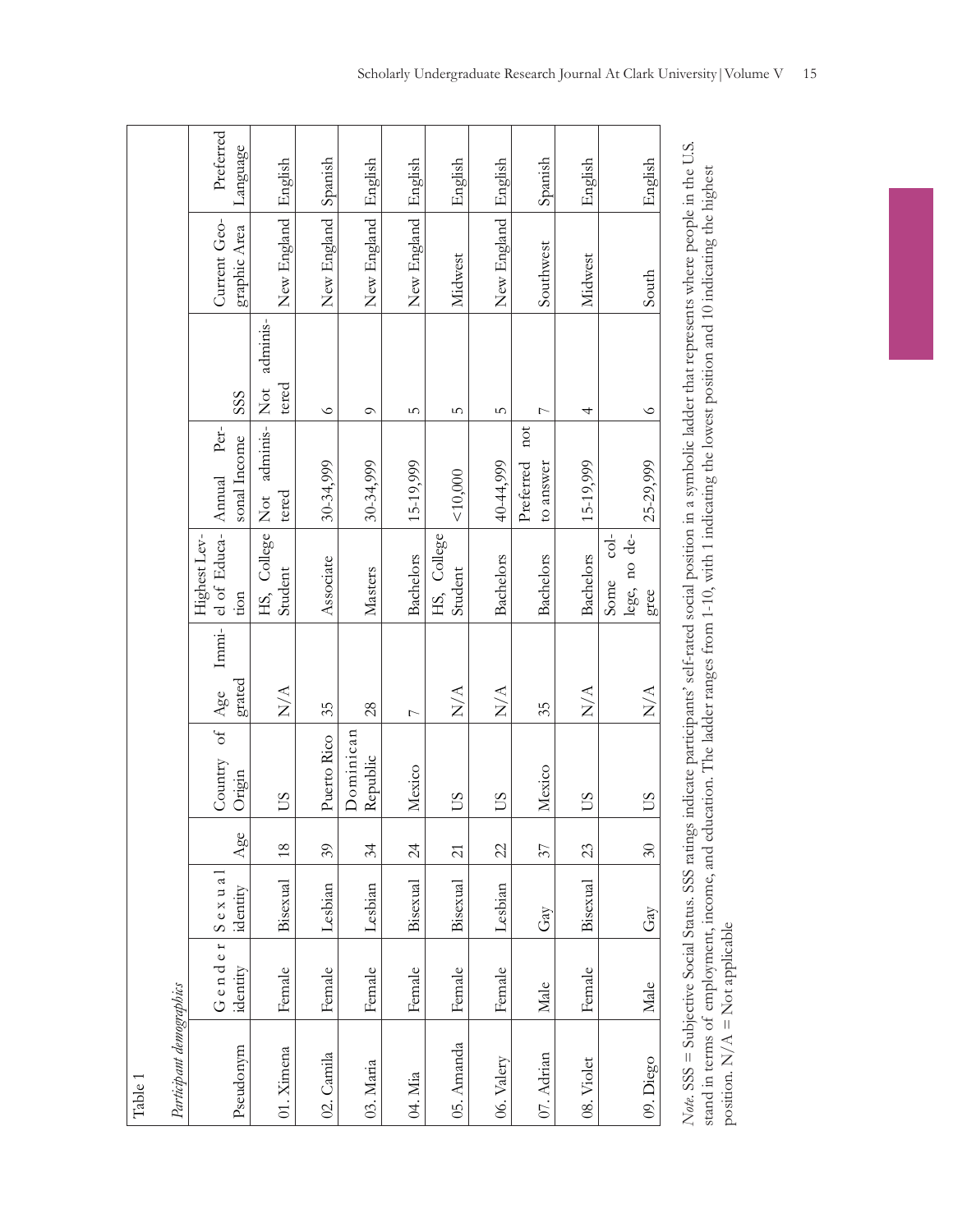Table 1

*Participant demographics*

| Pseudonym | Gender identity | Sexual identity | Age | Country of Origin | Age Immigrated | Highest Level of Education | Annual Personal Income | SSS | Current Geographic Area | Preferred Language |
|---|---|---|---|---|---|---|---|---|---|---|
| 01. Ximena | Female | Bisexual | 18 | US | N/A | HS, College Student | Not administered | Not administered | New England | English |
| 02. Camila | Female | Lesbian | 39 | Puerto Rico | 35 | Associate | 30-34,999 | 6 | New England | Spanish |
| 03. Maria | Female | Lesbian | 34 | Dominican Republic | 28 | Masters | 30-34,999 | 9 | New England | English |
| 04. Mia | Female | Bisexual | 24 | Mexico | 7 | Bachelors | 15-19,999 | 5 | New England | English |
| 05. Amanda | Female | Bisexual | 21 | US | N/A | HS, College Student | <10,000 | 5 | Midwest | English |
| 06. Valery | Female | Lesbian | 22 | US | N/A | Bachelors | 40-44,999 | 5 | New England | English |
| 07. Adrian | Male | Gay | 37 | Mexico | 35 | Bachelors | Preferred not to answer | 7 | Southwest | Spanish |
| 08. Violet | Female | Bisexual | 23 | US | N/A | Bachelors | 15-19,999 | 4 | Midwest | English |
| 09. Diego | Male | Gay | 30 | US | N/A | Some college, no degree | 25-29,999 | 6 | South | English |

*Note.* SSS = Subjective Social Status. SSS ratings indicate participants' self-rated social position in a symbolic ladder that represents where people in the U.S. stand in terms of employment, income, and education. The ladder ranges from 1-10, with 1 indicating the lowest position and 10 indicating the highest position. N/A = Not applicable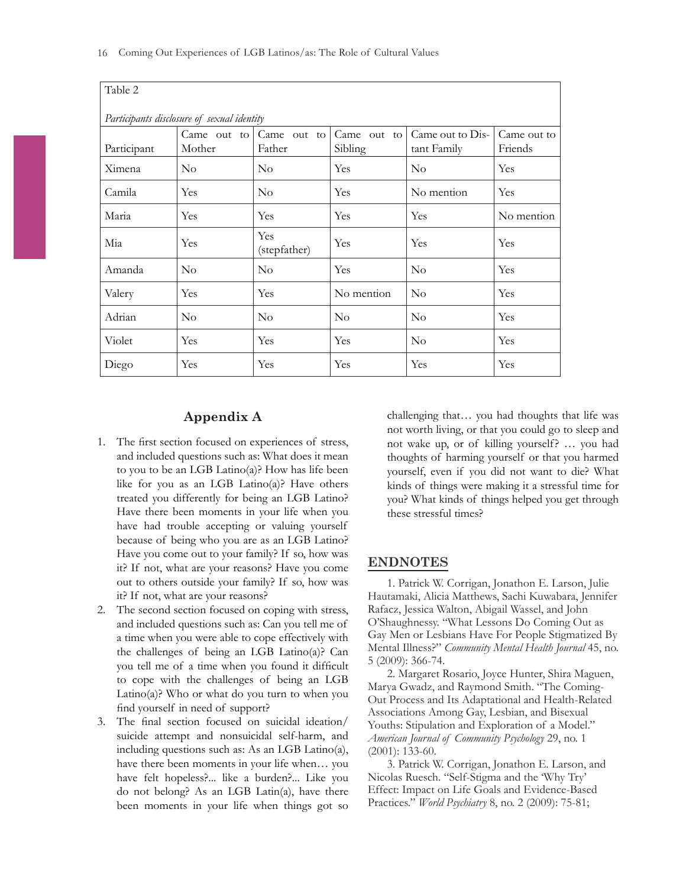Table 2

*Participants disclosure of sexual identity*

| Participant | Came out to Mother | Came out to Father | Came out to Sibling | Came out to Distant Family | Came out to Friends |
|---|---|---|---|---|---|
| Ximena | No | No | Yes | No | Yes |
| Camila | Yes | No | Yes | No mention | Yes |
| Maria | Yes | Yes | Yes | Yes | No mention |
| Mia | Yes | Yes (stepfather) | Yes | Yes | Yes |
| Amanda | No | No | Yes | No | Yes |
| Valery | Yes | Yes | No mention | No | Yes |
| Adrian | No | No | No | No | Yes |
| Violet | Yes | Yes | Yes | No | Yes |
| Diego | Yes | Yes | Yes | Yes | Yes |

## Appendix A

1. The first section focused on experiences of stress, and included questions such as: What does it mean to you to be an LGB Latino(a)? How has life been like for you as an LGB Latino(a)? Have others treated you differently for being an LGB Latino? Have there been moments in your life when you have had trouble accepting or valuing yourself because of being who you are as an LGB Latino? Have you come out to your family? If so, how was it? If not, what are your reasons? Have you come out to others outside your family? If so, how was it? If not, what are your reasons?
2. The second section focused on coping with stress, and included questions such as: Can you tell me of a time when you were able to cope effectively with the challenges of being an LGB Latino(a)? Can you tell me of a time when you found it difficult to cope with the challenges of being an LGB Latino(a)? Who or what do you turn to when you find yourself in need of support?
3. The final section focused on suicidal ideation/suicide attempt and nonsuicidal self-harm, and including questions such as: As an LGB Latino(a), have there been moments in your life when… you have felt hopeless?... like a burden?... Like you do not belong? As an LGB Latin(a), have there been moments in your life when things got so challenging that… you had thoughts that life was not worth living, or that you could go to sleep and not wake up, or of killing yourself? … you had thoughts of harming yourself or that you harmed yourself, even if you did not want to die? What kinds of things were making it a stressful time for you? What kinds of things helped you get through these stressful times?

## ENDNOTES

1. Patrick W. Corrigan, Jonathon E. Larson, Julie Hautamaki, Alicia Matthews, Sachi Kuwabara, Jennifer Rafacz, Jessica Walton, Abigail Wassel, and John O'Shaughnessy. "What Lessons Do Coming Out as Gay Men or Lesbians Have For People Stigmatized By Mental Illness?" *Community Mental Health Journal* 45, no. 5 (2009): 366-74.

2. Margaret Rosario, Joyce Hunter, Shira Maguen, Marya Gwadz, and Raymond Smith. "The Coming-Out Process and Its Adaptational and Health-Related Associations Among Gay, Lesbian, and Bisexual Youths: Stipulation and Exploration of a Model." *American Journal of Community Psychology* 29, no. 1 (2001): 133-60.

3. Patrick W. Corrigan, Jonathon E. Larson, and Nicolas Ruesch. "Self-Stigma and the 'Why Try' Effect: Impact on Life Goals and Evidence-Based Practices." *World Psychiatry* 8, no. 2 (2009): 75-81;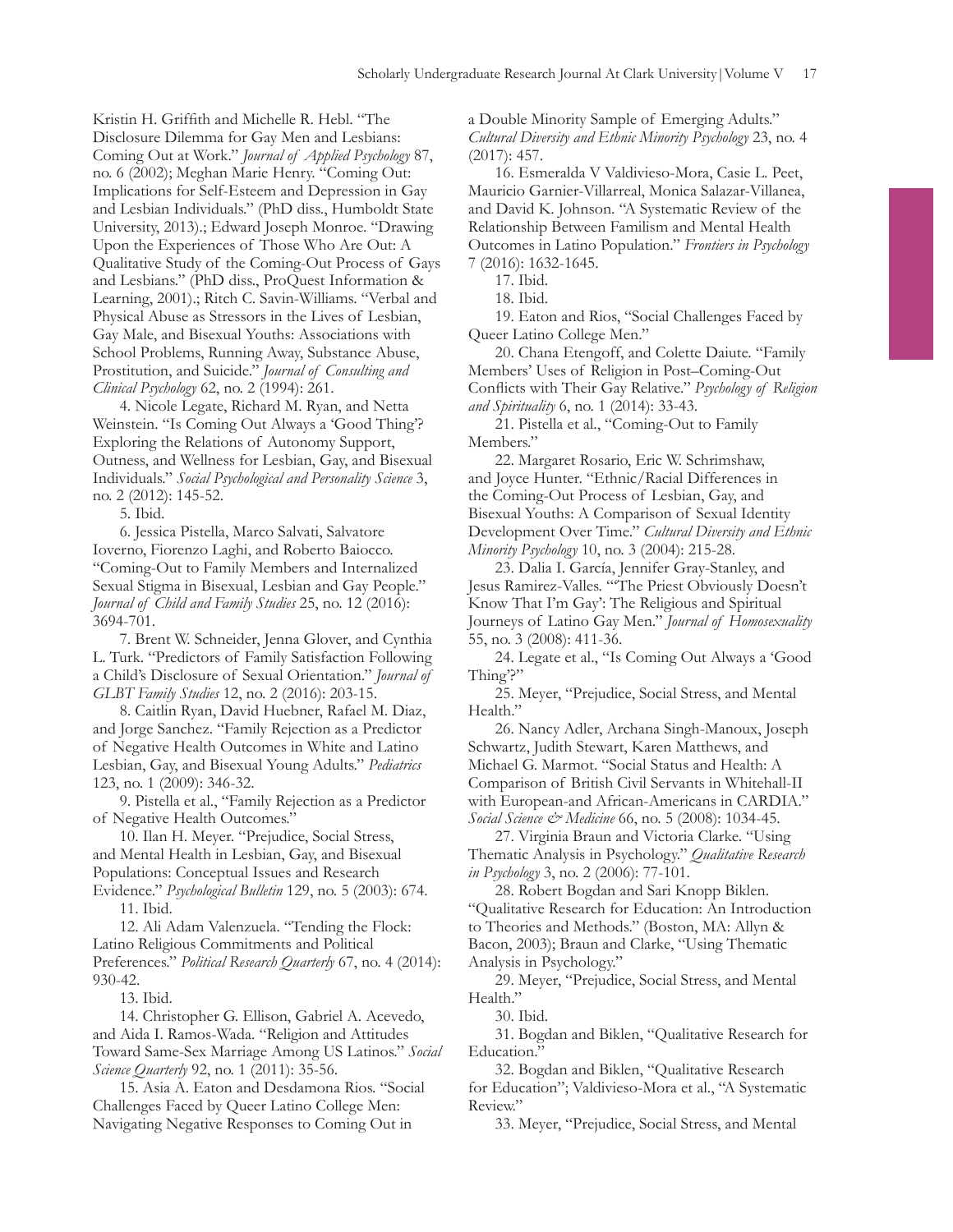Kristin H. Griffith and Michelle R. Hebl. "The Disclosure Dilemma for Gay Men and Lesbians: Coming Out at Work." *Journal of Applied Psychology* 87, no. 6 (2002); Meghan Marie Henry. "Coming Out: Implications for Self-Esteem and Depression in Gay and Lesbian Individuals." (PhD diss., Humboldt State University, 2013).; Edward Joseph Monroe. "Drawing Upon the Experiences of Those Who Are Out: A Qualitative Study of the Coming-Out Process of Gays and Lesbians." (PhD diss., ProQuest Information & Learning, 2001).; Ritch C. Savin-Williams. "Verbal and Physical Abuse as Stressors in the Lives of Lesbian, Gay Male, and Bisexual Youths: Associations with School Problems, Running Away, Substance Abuse, Prostitution, and Suicide." *Journal of Consulting and Clinical Psychology* 62, no. 2 (1994): 261.

4. Nicole Legate, Richard M. Ryan, and Netta Weinstein. "Is Coming Out Always a 'Good Thing'? Exploring the Relations of Autonomy Support, Outness, and Wellness for Lesbian, Gay, and Bisexual Individuals." *Social Psychological and Personality Science* 3, no. 2 (2012): 145-52.

5. Ibid.

6. Jessica Pistella, Marco Salvati, Salvatore Ioverno, Fiorenzo Laghi, and Roberto Baiocco. "Coming-Out to Family Members and Internalized Sexual Stigma in Bisexual, Lesbian and Gay People." *Journal of Child and Family Studies* 25, no. 12 (2016): 3694-701.

7. Brent W. Schneider, Jenna Glover, and Cynthia L. Turk. "Predictors of Family Satisfaction Following a Child's Disclosure of Sexual Orientation." *Journal of GLBT Family Studies* 12, no. 2 (2016): 203-15.

8. Caitlin Ryan, David Huebner, Rafael M. Diaz, and Jorge Sanchez. "Family Rejection as a Predictor of Negative Health Outcomes in White and Latino Lesbian, Gay, and Bisexual Young Adults." *Pediatrics* 123, no. 1 (2009): 346-32.

9. Pistella et al., "Family Rejection as a Predictor of Negative Health Outcomes."

10. Ilan H. Meyer. "Prejudice, Social Stress, and Mental Health in Lesbian, Gay, and Bisexual Populations: Conceptual Issues and Research Evidence." *Psychological Bulletin* 129, no. 5 (2003): 674.

11. Ibid.

12. Ali Adam Valenzuela. "Tending the Flock: Latino Religious Commitments and Political Preferences." *Political Research Quarterly* 67, no. 4 (2014): 930-42.

13. Ibid.

14. Christopher G. Ellison, Gabriel A. Acevedo, and Aida I. Ramos-Wada. "Religion and Attitudes Toward Same-Sex Marriage Among US Latinos." *Social Science Quarterly* 92, no. 1 (2011): 35-56.

15. Asia A. Eaton and Desdamona Rios. "Social Challenges Faced by Queer Latino College Men: Navigating Negative Responses to Coming Out in a Double Minority Sample of Emerging Adults." *Cultural Diversity and Ethnic Minority Psychology* 23, no. 4 (2017): 457.

16. Esmeralda V Valdivieso-Mora, Casie L. Peet, Mauricio Garnier-Villarreal, Monica Salazar-Villanea, and David K. Johnson. "A Systematic Review of the Relationship Between Familism and Mental Health Outcomes in Latino Population." *Frontiers in Psychology* 7 (2016): 1632-1645.

17. Ibid.

18. Ibid.

19. Eaton and Rios, "Social Challenges Faced by Queer Latino College Men."

20. Chana Etengoff, and Colette Daiute. "Family Members' Uses of Religion in Post–Coming-Out Conflicts with Their Gay Relative." *Psychology of Religion and Spirituality* 6, no. 1 (2014): 33-43.

21. Pistella et al., "Coming-Out to Family Members."

22. Margaret Rosario, Eric W. Schrimshaw, and Joyce Hunter. "Ethnic/Racial Differences in the Coming-Out Process of Lesbian, Gay, and Bisexual Youths: A Comparison of Sexual Identity Development Over Time." *Cultural Diversity and Ethnic Minority Psychology* 10, no. 3 (2004): 215-28.

23. Dalia I. García, Jennifer Gray-Stanley, and Jesus Ramirez-Valles. "'The Priest Obviously Doesn't Know That I'm Gay': The Religious and Spiritual Journeys of Latino Gay Men." *Journal of Homosexuality* 55, no. 3 (2008): 411-36.

24. Legate et al., "Is Coming Out Always a 'Good Thing'?"

25. Meyer, "Prejudice, Social Stress, and Mental Health."

26. Nancy Adler, Archana Singh-Manoux, Joseph Schwartz, Judith Stewart, Karen Matthews, and Michael G. Marmot. "Social Status and Health: A Comparison of British Civil Servants in Whitehall-II with European-and African-Americans in CARDIA." *Social Science & Medicine* 66, no. 5 (2008): 1034-45.

27. Virginia Braun and Victoria Clarke. "Using Thematic Analysis in Psychology." *Qualitative Research in Psychology* 3, no. 2 (2006): 77-101.

28. Robert Bogdan and Sari Knopp Biklen. "Qualitative Research for Education: An Introduction to Theories and Methods." (Boston, MA: Allyn & Bacon, 2003); Braun and Clarke, "Using Thematic Analysis in Psychology."

29. Meyer, "Prejudice, Social Stress, and Mental Health."

30. Ibid.

31. Bogdan and Biklen, "Qualitative Research for Education."

32. Bogdan and Biklen, "Qualitative Research for Education"; Valdivieso-Mora et al., "A Systematic Review."

33. Meyer, "Prejudice, Social Stress, and Mental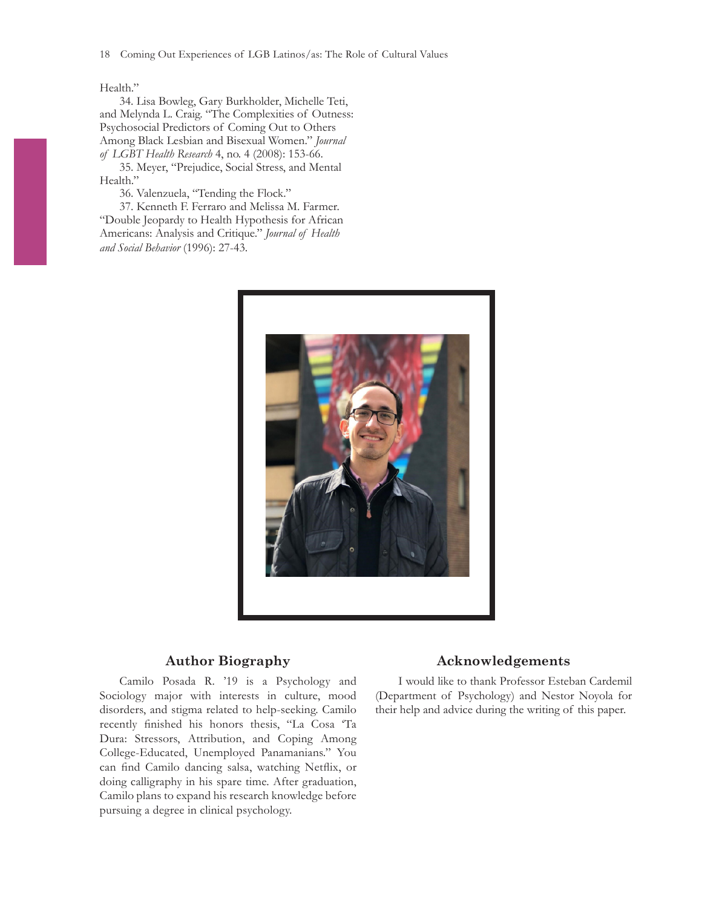Health."

34. Lisa Bowleg, Gary Burkholder, Michelle Teti, and Melynda L. Craig. "The Complexities of Outness: Psychosocial Predictors of Coming Out to Others Among Black Lesbian and Bisexual Women." *Journal of LGBT Health Research* 4, no. 4 (2008): 153-66.

35. Meyer, "Prejudice, Social Stress, and Mental Health."

36. Valenzuela, "Tending the Flock."

37. Kenneth F. Ferraro and Melissa M. Farmer. "Double Jeopardy to Health Hypothesis for African Americans: Analysis and Critique." *Journal of Health and Social Behavior* (1996): 27-43.

## Author Biography

Camilo Posada R. '19 is a Psychology and Sociology major with interests in culture, mood disorders, and stigma related to help-seeking. Camilo recently finished his honors thesis, "La Cosa 'Ta Dura: Stressors, Attribution, and Coping Among College-Educated, Unemployed Panamanians." You can find Camilo dancing salsa, watching Netflix, or doing calligraphy in his spare time. After graduation, Camilo plans to expand his research knowledge before pursuing a degree in clinical psychology.

## Acknowledgements

I would like to thank Professor Esteban Cardemil (Department of Psychology) and Nestor Noyola for their help and advice during the writing of this paper.